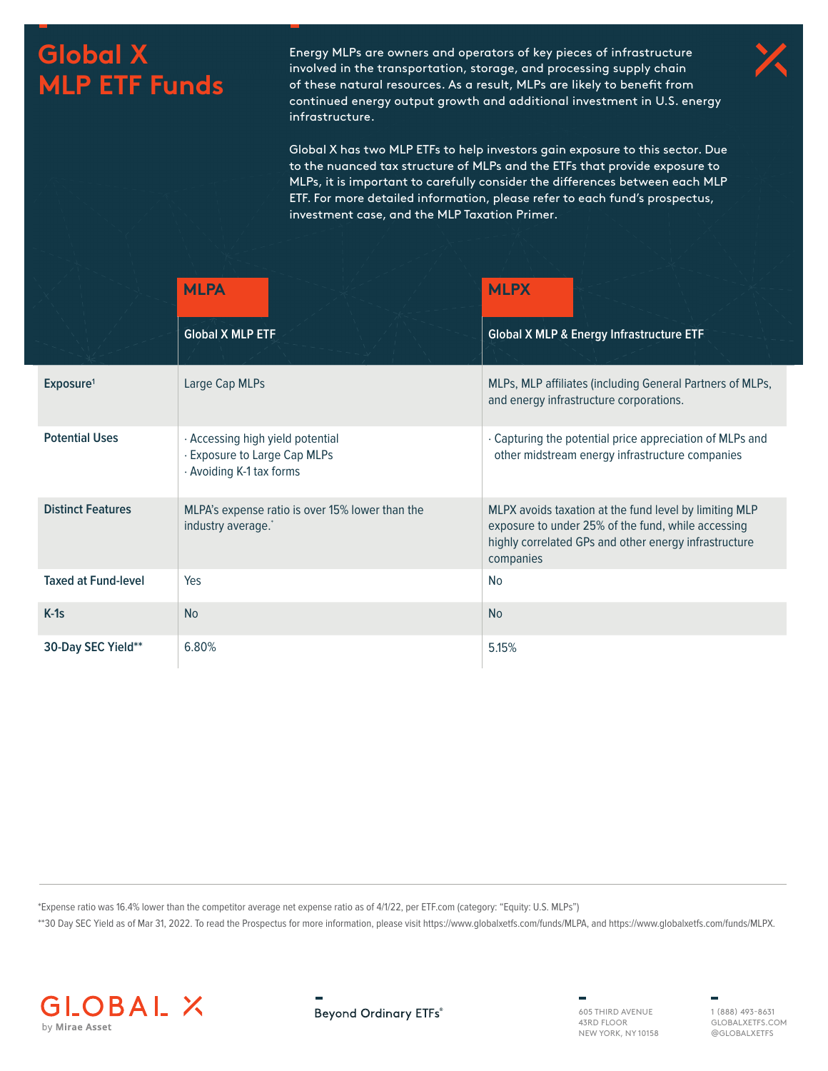# Global X MLP ETF Funds

Energy MLPs are owners and operators of key pieces of infrastructure involved in the transportation, storage, and processing supply chain of these natural resources. As a result, MLPs are likely to benefit from continued energy output growth and additional investment in U.S. energy infrastructure.

Global X has two MLP ETFs to help investors gain exposure to this sector. Due to the nuanced tax structure of MLPs and the ETFs that provide exposure to MLPs, it is important to carefully consider the differences between each MLP ETF. For more detailed information, please refer to each fund's prospectus, investment case, and the MLP Taxation Primer.

| | **MLPA**<br>Global X MLP ETF | **MLPX**<br>Global X MLP & Energy Infrastructure ETF |
|---|---|---|
| **Exposure**[1] | Large Cap MLPs | MLPs, MLP affiliates (including General Partners of MLPs, and energy infrastructure corporations. |
| **Potential Uses** | · Accessing high yield potential<br>· Exposure to Large Cap MLPs<br>· Avoiding K-1 tax forms | · Capturing the potential price appreciation of MLPs and other midstream energy infrastructure companies |
| **Distinct Features** | MLPA's expense ratio is over 15% lower than the industry average.* | MLPX avoids taxation at the fund level by limiting MLP exposure to under 25% of the fund, while accessing highly correlated GPs and other energy infrastructure companies |
| **Taxed at Fund-level** | Yes | No |
| **K-1s** | No | No |
| **30-Day SEC Yield**** | 6.80% | 5.15% |

*Expense ratio was 16.4% lower than the competitor average net expense ratio as of 4/1/22, per ETF.com (category: "Equity: U.S. MLPs")

**30 Day SEC Yield as of Mar 31, 2022. To read the Prospectus for more information, please visit https://www.globalxetfs.com/funds/MLPA, and https://www.globalxetfs.com/funds/MLPX.

GLOBAL X by Mirae Asset

Beyond Ordinary ETFs®

605 THIRD AVENUE
43RD FLOOR
NEW YORK, NY 10158

1 (888) 493-8631
GLOBALXETFS.COM
@GLOBALXETFS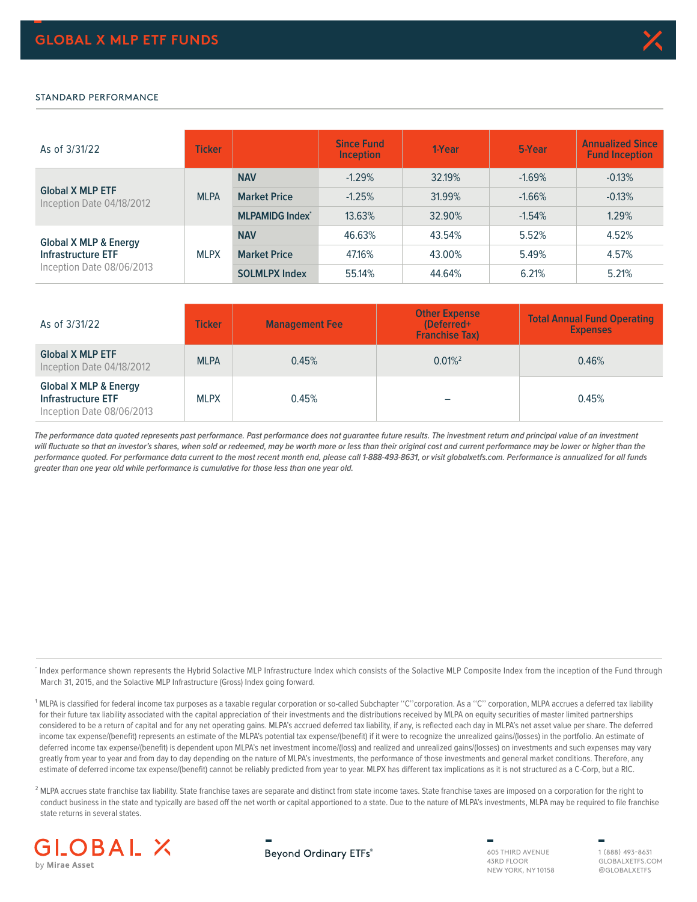## GLOBAL X MLP ETF FUNDS

STANDARD PERFORMANCE

| As of 3/31/22 | Ticker | | Since Fund Inception | 1-Year | 5-Year | Annualized Since Fund Inception |
|---|---|---|---|---|---|---|
| **Global X MLP ETF** Inception Date 04/18/2012 | MLPA | **NAV** | -1.29% | 32.19% | -1.69% | -0.13% |
| | | **Market Price** | -1.25% | 31.99% | -1.66% | -0.13% |
| | | **MLPAMIDG Index*** | 13.63% | 32.90% | -1.54% | 1.29% |
| **Global X MLP & Energy Infrastructure ETF** Inception Date 08/06/2013 | MLPX | **NAV** | 46.63% | 43.54% | 5.52% | 4.52% |
| | | **Market Price** | 47.16% | 43.00% | 5.49% | 4.57% |
| | | **SOLMLPX Index** | 55.14% | 44.64% | 6.21% | 5.21% |

| As of 3/31/22 | Ticker | Management Fee | Other Expense (Deferred+ Franchise Tax) | Total Annual Fund Operating Expenses |
|---|---|---|---|---|
| **Global X MLP ETF** Inception Date 04/18/2012 | MLPA | 0.45% | 0.01%[2] | 0.46% |
| **Global X MLP & Energy Infrastructure ETF** Inception Date 08/06/2013 | MLPX | 0.45% | – | 0.45% |

*The performance data quoted represents past performance. Past performance does not guarantee future results. The investment return and principal value of an investment will fluctuate so that an investor's shares, when sold or redeemed, may be worth more or less than their original cost and current performance may be lower or higher than the performance quoted. For performance data current to the most recent month end, please call **1-888-493-8631**, or visit globalxetfs.com. Performance is annualized for all funds greater than one year old while performance is cumulative for those less than one year old.*

[*] Index performance shown represents the Hybrid Solactive MLP Infrastructure Index which consists of the Solactive MLP Composite Index from the inception of the Fund through March 31, 2015, and the Solactive MLP Infrastructure (Gross) Index going forward.

[1] MLPA is classified for federal income tax purposes as a taxable regular corporation or so-called Subchapter ''C''corporation. As a ''C'' corporation, MLPA accrues a deferred tax liability for their future tax liability associated with the capital appreciation of their investments and the distributions received by MLPA on equity securities of master limited partnerships considered to be a return of capital and for any net operating gains. MLPA's accrued deferred tax liability, if any, is reflected each day in MLPA's net asset value per share. The deferred income tax expense/(benefit) represents an estimate of the MLPA's potential tax expense/(benefit) if it were to recognize the unrealized gains/(losses) in the portfolio. An estimate of deferred income tax expense/(benefit) is dependent upon MLPA's net investment income/(loss) and realized and unrealized gains/(losses) on investments and such expenses may vary greatly from year to year and from day to day depending on the nature of MLPA's investments, the performance of those investments and general market conditions. Therefore, any estimate of deferred income tax expense/(benefit) cannot be reliably predicted from year to year. MLPX has different tax implications as it is not structured as a C-Corp, but a RIC.

[2] MLPA accrues state franchise tax liability. State franchise taxes are separate and distinct from state income taxes. State franchise taxes are imposed on a corporation for the right to conduct business in the state and typically are based off the net worth or capital apportioned to a state. Due to the nature of MLPA's investments, MLPA may be required to file franchise state returns in several states.

GLOBAL X by Mirae Asset

Beyond Ordinary ETFs®

605 THIRD AVENUE
43RD FLOOR
NEW YORK, NY 10158

1 (888) 493-8631
GLOBALXETFS.COM
@GLOBALXETFS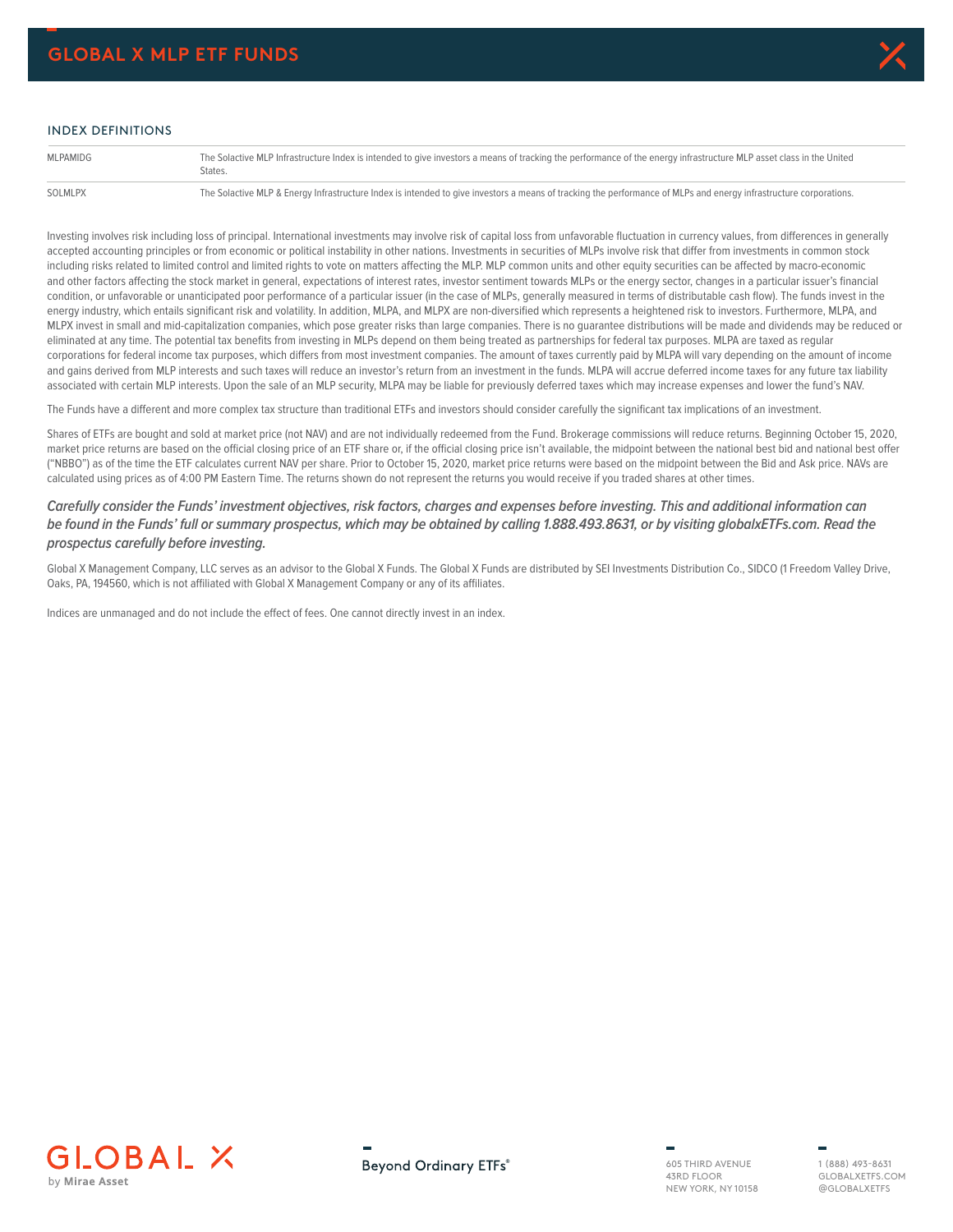## INDEX DEFINITIONS

| | |
|---|---|
| MLPAMIDG | The Solactive MLP Infrastructure Index is intended to give investors a means of tracking the performance of the energy infrastructure MLP asset class in the United States. |
| SOLMLPX | The Solactive MLP & Energy Infrastructure Index is intended to give investors a means of tracking the performance of MLPs and energy infrastructure corporations. |

Investing involves risk including loss of principal. International investments may involve risk of capital loss from unfavorable fluctuation in currency values, from differences in generally accepted accounting principles or from economic or political instability in other nations. Investments in securities of MLPs involve risk that differ from investments in common stock including risks related to limited control and limited rights to vote on matters affecting the MLP. MLP common units and other equity securities can be affected by macro-economic and other factors affecting the stock market in general, expectations of interest rates, investor sentiment towards MLPs or the energy sector, changes in a particular issuer's financial condition, or unfavorable or unanticipated poor performance of a particular issuer (in the case of MLPs, generally measured in terms of distributable cash flow). The funds invest in the energy industry, which entails significant risk and volatility. In addition, MLPA, and MLPX are non-diversified which represents a heightened risk to investors. Furthermore, MLPA, and MLPX invest in small and mid-capitalization companies, which pose greater risks than large companies. There is no guarantee distributions will be made and dividends may be reduced or eliminated at any time. The potential tax benefits from investing in MLPs depend on them being treated as partnerships for federal tax purposes. MLPA are taxed as regular corporations for federal income tax purposes, which differs from most investment companies. The amount of taxes currently paid by MLPA will vary depending on the amount of income and gains derived from MLP interests and such taxes will reduce an investor's return from an investment in the funds. MLPA will accrue deferred income taxes for any future tax liability associated with certain MLP interests. Upon the sale of an MLP security, MLPA may be liable for previously deferred taxes which may increase expenses and lower the fund's NAV.

The Funds have a different and more complex tax structure than traditional ETFs and investors should consider carefully the significant tax implications of an investment.

Shares of ETFs are bought and sold at market price (not NAV) and are not individually redeemed from the Fund. Brokerage commissions will reduce returns. Beginning October 15, 2020, market price returns are based on the official closing price of an ETF share or, if the official closing price isn't available, the midpoint between the national best bid and national best offer ("NBBO") as of the time the ETF calculates current NAV per share. Prior to October 15, 2020, market price returns were based on the midpoint between the Bid and Ask price. NAVs are calculated using prices as of 4:00 PM Eastern Time. The returns shown do not represent the returns you would receive if you traded shares at other times.

***Carefully consider the Funds' investment objectives, risk factors, charges and expenses before investing. This and additional information can be found in the Funds' full or summary prospectus, which may be obtained by calling 1.888.493.8631, or by visiting globalxETFs.com. Read the prospectus carefully before investing.***

Global X Management Company, LLC serves as an advisor to the Global X Funds. The Global X Funds are distributed by SEI Investments Distribution Co., SIDCO (1 Freedom Valley Drive, Oaks, PA, 194560, which is not affiliated with Global X Management Company or any of its affiliates.

Indices are unmanaged and do not include the effect of fees. One cannot directly invest in an index.

GLOBAL X by Mirae Asset

Beyond Ordinary ETFs®

605 THIRD AVENUE
43RD FLOOR
NEW YORK, NY 10158

1 (888) 493-8631
GLOBALXETFS.COM
@GLOBALXETFS